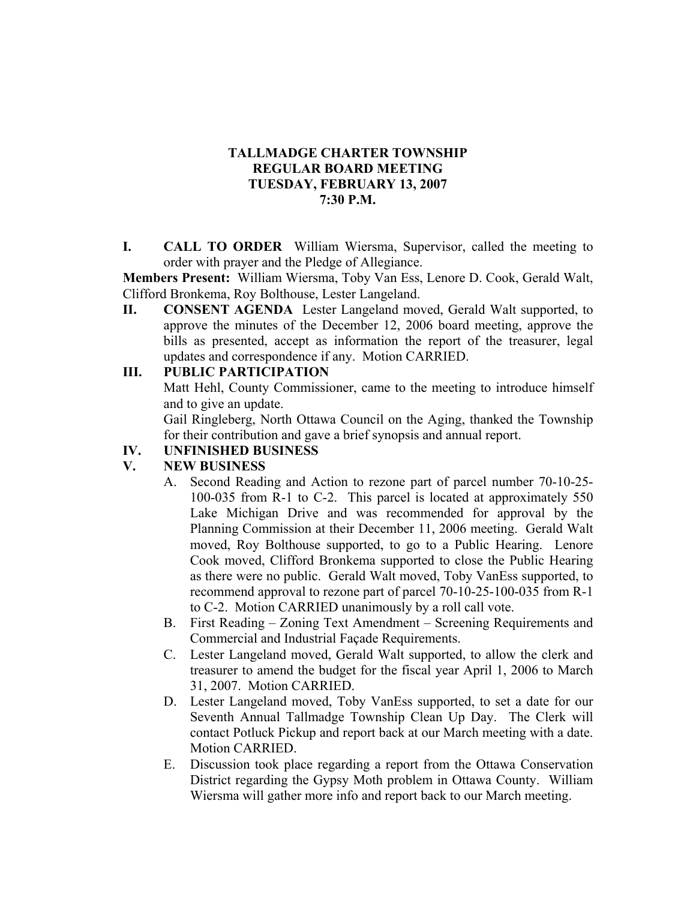# TALLMADGE CHARTER TOWNSHIP
## REGULAR BOARD MEETING
## TUESDAY, FEBRUARY 13, 2007
## 7:30 P.M.

**I. CALL TO ORDER** William Wiersma, Supervisor, called the meeting to order with prayer and the Pledge of Allegiance.

**Members Present:** William Wiersma, Toby Van Ess, Lenore D. Cook, Gerald Walt, Clifford Bronkema, Roy Bolthouse, Lester Langeland.

**II. CONSENT AGENDA** Lester Langeland moved, Gerald Walt supported, to approve the minutes of the December 12, 2006 board meeting, approve the bills as presented, accept as information the report of the treasurer, legal updates and correspondence if any. Motion CARRIED.

**III. PUBLIC PARTICIPATION**

Matt Hehl, County Commissioner, came to the meeting to introduce himself and to give an update.

Gail Ringleberg, North Ottawa Council on the Aging, thanked the Township for their contribution and gave a brief synopsis and annual report.

**IV. UNFINISHED BUSINESS**

**V. NEW BUSINESS**

A. Second Reading and Action to rezone part of parcel number 70-10-25-100-035 from R-1 to C-2. This parcel is located at approximately 550 Lake Michigan Drive and was recommended for approval by the Planning Commission at their December 11, 2006 meeting. Gerald Walt moved, Roy Bolthouse supported, to go to a Public Hearing. Lenore Cook moved, Clifford Bronkema supported to close the Public Hearing as there were no public. Gerald Walt moved, Toby VanEss supported, to recommend approval to rezone part of parcel 70-10-25-100-035 from R-1 to C-2. Motion CARRIED unanimously by a roll call vote.

B. First Reading – Zoning Text Amendment – Screening Requirements and Commercial and Industrial Façade Requirements.

C. Lester Langeland moved, Gerald Walt supported, to allow the clerk and treasurer to amend the budget for the fiscal year April 1, 2006 to March 31, 2007. Motion CARRIED.

D. Lester Langeland moved, Toby VanEss supported, to set a date for our Seventh Annual Tallmadge Township Clean Up Day. The Clerk will contact Potluck Pickup and report back at our March meeting with a date. Motion CARRIED.

E. Discussion took place regarding a report from the Ottawa Conservation District regarding the Gypsy Moth problem in Ottawa County. William Wiersma will gather more info and report back to our March meeting.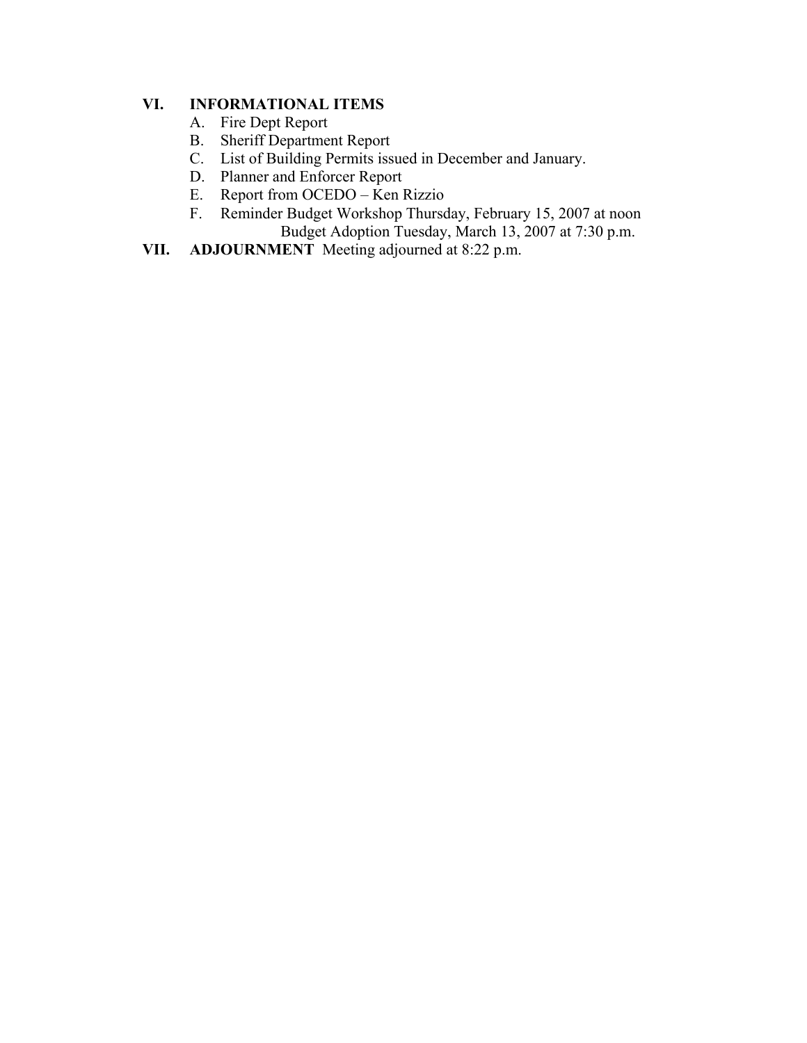**VI. INFORMATIONAL ITEMS**

A. Fire Dept Report
B. Sheriff Department Report
C. List of Building Permits issued in December and January.
D. Planner and Enforcer Report
E. Report from OCEDO – Ken Rizzio
F. Reminder Budget Workshop Thursday, February 15, 2007 at noon
   Budget Adoption Tuesday, March 13, 2007 at 7:30 p.m.

**VII. ADJOURNMENT** Meeting adjourned at 8:22 p.m.